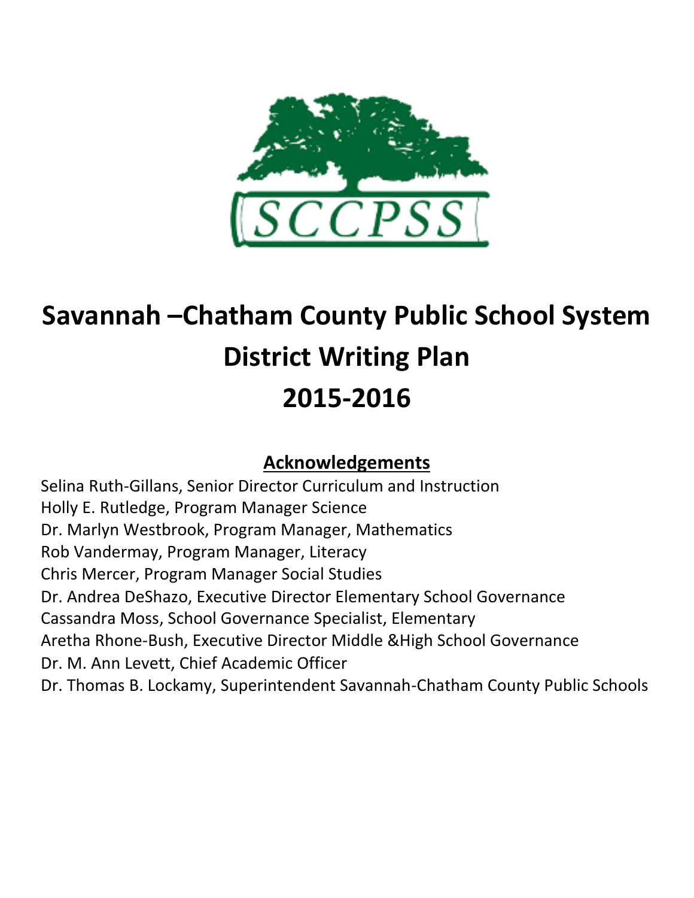SCCPSS

# Savannah –Chatham County Public School System
# District Writing Plan
# 2015-2016

## Acknowledgements

Selina Ruth-Gillans, Senior Director Curriculum and Instruction
Holly E. Rutledge, Program Manager Science
Dr. Marlyn Westbrook, Program Manager, Mathematics
Rob Vandermay, Program Manager, Literacy
Chris Mercer, Program Manager Social Studies
Dr. Andrea DeShazo, Executive Director Elementary School Governance
Cassandra Moss, School Governance Specialist, Elementary
Aretha Rhone-Bush, Executive Director Middle &High School Governance
Dr. M. Ann Levett, Chief Academic Officer
Dr. Thomas B. Lockamy, Superintendent Savannah-Chatham County Public Schools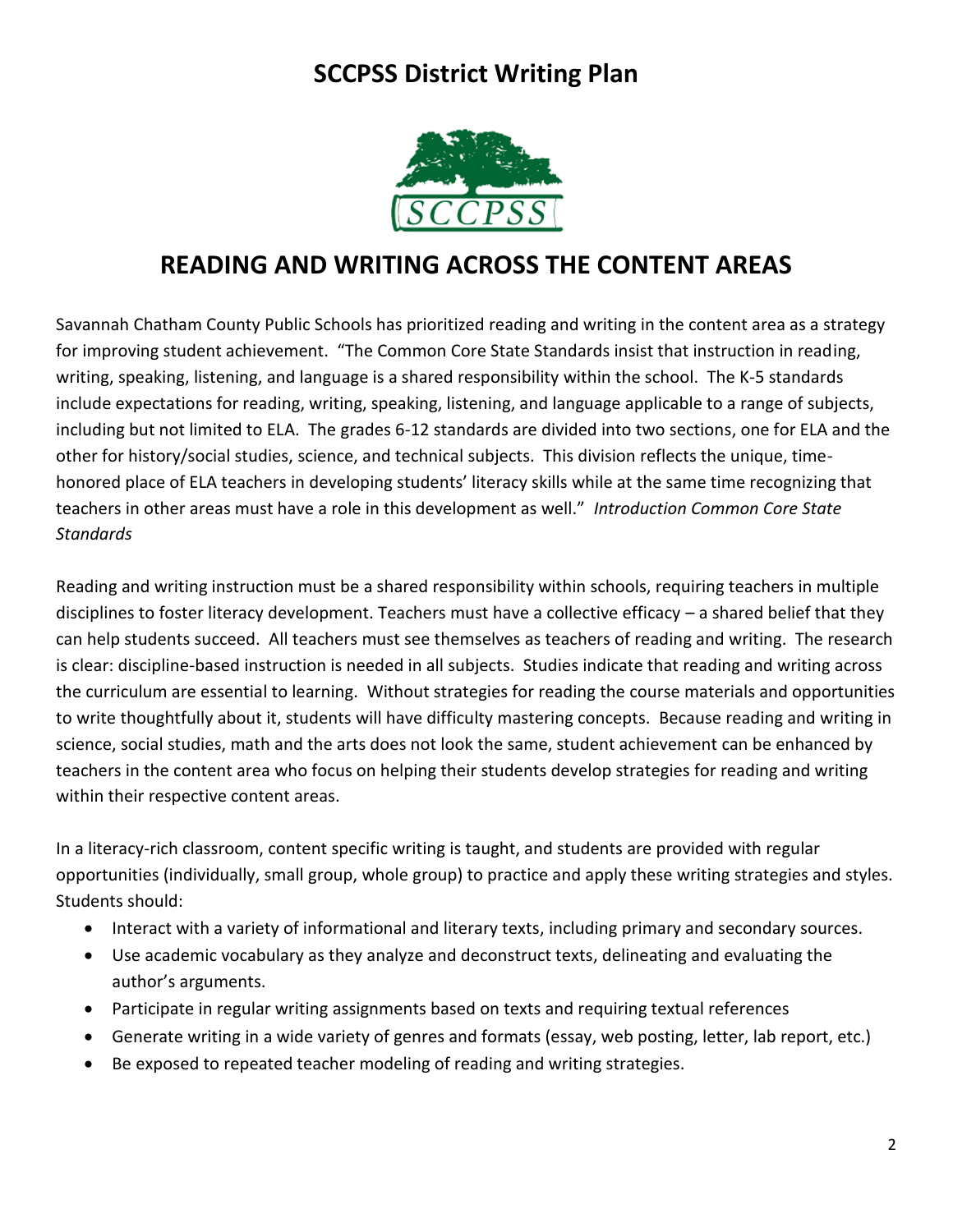# SCCPSS District Writing Plan

## READING AND WRITING ACROSS THE CONTENT AREAS

Savannah Chatham County Public Schools has prioritized reading and writing in the content area as a strategy for improving student achievement. "The Common Core State Standards insist that instruction in reading, writing, speaking, listening, and language is a shared responsibility within the school. The K-5 standards include expectations for reading, writing, speaking, listening, and language applicable to a range of subjects, including but not limited to ELA. The grades 6-12 standards are divided into two sections, one for ELA and the other for history/social studies, science, and technical subjects. This division reflects the unique, time-honored place of ELA teachers in developing students' literacy skills while at the same time recognizing that teachers in other areas must have a role in this development as well." *Introduction Common Core State Standards*

Reading and writing instruction must be a shared responsibility within schools, requiring teachers in multiple disciplines to foster literacy development. Teachers must have a collective efficacy – a shared belief that they can help students succeed. All teachers must see themselves as teachers of reading and writing. The research is clear: discipline-based instruction is needed in all subjects. Studies indicate that reading and writing across the curriculum are essential to learning. Without strategies for reading the course materials and opportunities to write thoughtfully about it, students will have difficulty mastering concepts. Because reading and writing in science, social studies, math and the arts does not look the same, student achievement can be enhanced by teachers in the content area who focus on helping their students develop strategies for reading and writing within their respective content areas.

In a literacy-rich classroom, content specific writing is taught, and students are provided with regular opportunities (individually, small group, whole group) to practice and apply these writing strategies and styles. Students should:

- Interact with a variety of informational and literary texts, including primary and secondary sources.
- Use academic vocabulary as they analyze and deconstruct texts, delineating and evaluating the author's arguments.
- Participate in regular writing assignments based on texts and requiring textual references
- Generate writing in a wide variety of genres and formats (essay, web posting, letter, lab report, etc.)
- Be exposed to repeated teacher modeling of reading and writing strategies.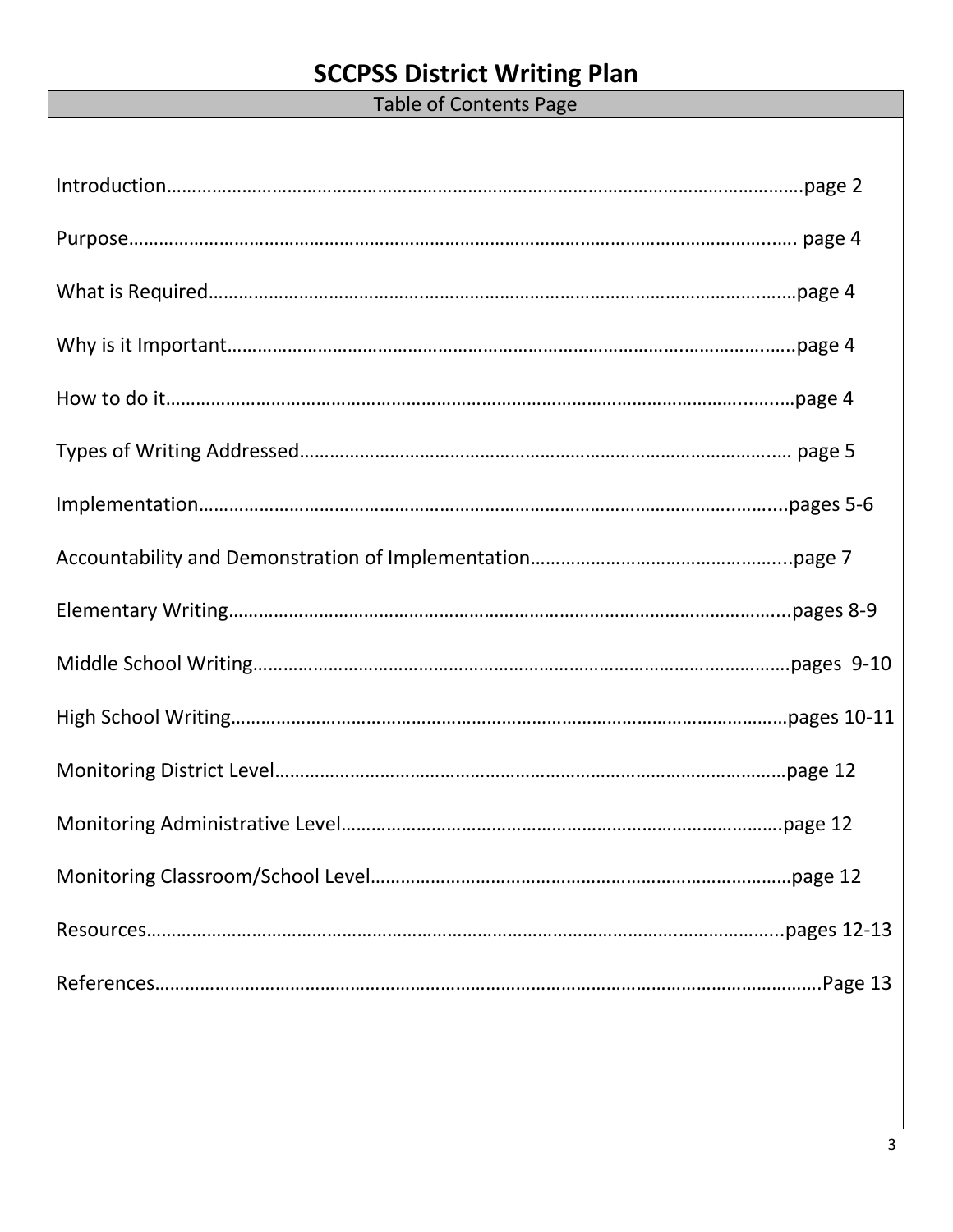# SCCPSS District Writing Plan

## Table of Contents Page

Introduction……………………………………………………………………………………………………………….page 2

Purpose……………………………………………………………………………………………………………….…. page 4

What is Required…………………………………………………………………………………………….……page 4

Why is it Important………………………………………………………………………………………….…...page 4

How to do it……………………………………………………………………………………………….….…..…page 4

Types of Writing Addressed…………………………………………………………………………….…. page 5

Implementation……………………………………………………………………………………………….....pages 5-6

Accountability and Demonstration of Implementation…………………………………………....page 7

Elementary Writing………………………………………………………………………………………….....pages 8-9

Middle School Writing……………………………………………………………………………………………pages 9-10

High School Writing…………………………………………………………………………………………………pages 10-11

Monitoring District Level………………………………………………………………………………………page 12

Monitoring Administrative Level…………………………………………………………………………….page 12

Monitoring Classroom/School Level………………………………………………………………………page 12

Resources……………………………………………………………………………………………………………...pages 12-13

References……………………………………………………………………………………………………………Page 13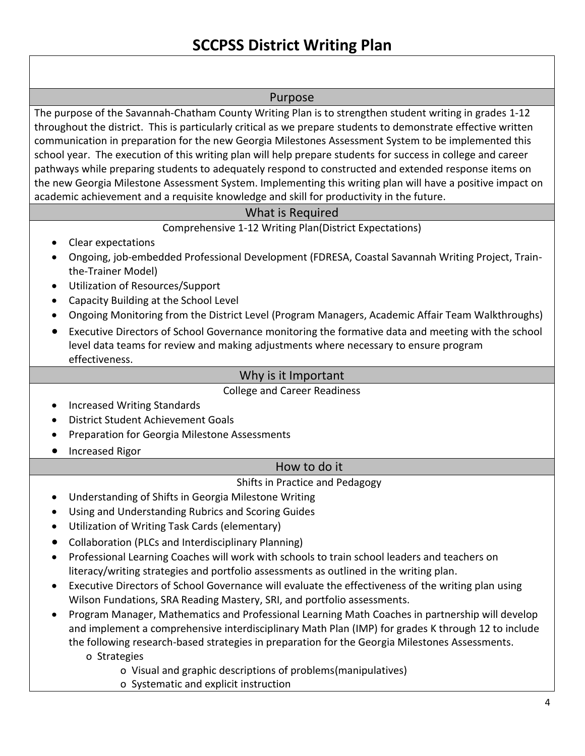# SCCPSS District Writing Plan

## Purpose

The purpose of the Savannah-Chatham County Writing Plan is to strengthen student writing in grades 1-12 throughout the district. This is particularly critical as we prepare students to demonstrate effective written communication in preparation for the new Georgia Milestones Assessment System to be implemented this school year. The execution of this writing plan will help prepare students for success in college and career pathways while preparing students to adequately respond to constructed and extended response items on the new Georgia Milestone Assessment System. Implementing this writing plan will have a positive impact on academic achievement and a requisite knowledge and skill for productivity in the future.

## What is Required

Comprehensive 1-12 Writing Plan(District Expectations)

- Clear expectations
- Ongoing, job-embedded Professional Development (FDRESA, Coastal Savannah Writing Project, Train-the-Trainer Model)
- Utilization of Resources/Support
- Capacity Building at the School Level
- Ongoing Monitoring from the District Level (Program Managers, Academic Affair Team Walkthroughs)
- Executive Directors of School Governance monitoring the formative data and meeting with the school level data teams for review and making adjustments where necessary to ensure program effectiveness.

## Why is it Important

College and Career Readiness

- Increased Writing Standards
- District Student Achievement Goals
- Preparation for Georgia Milestone Assessments
- Increased Rigor

## How to do it

Shifts in Practice and Pedagogy

- Understanding of Shifts in Georgia Milestone Writing
- Using and Understanding Rubrics and Scoring Guides
- Utilization of Writing Task Cards (elementary)
- Collaboration (PLCs and Interdisciplinary Planning)
- Professional Learning Coaches will work with schools to train school leaders and teachers on literacy/writing strategies and portfolio assessments as outlined in the writing plan.
- Executive Directors of School Governance will evaluate the effectiveness of the writing plan using Wilson Fundations, SRA Reading Mastery, SRI, and portfolio assessments.
- Program Manager, Mathematics and Professional Learning Math Coaches in partnership will develop and implement a comprehensive interdisciplinary Math Plan (IMP) for grades K through 12 to include the following research-based strategies in preparation for the Georgia Milestones Assessments.
  - Strategies
    - Visual and graphic descriptions of problems(manipulatives)
    - Systematic and explicit instruction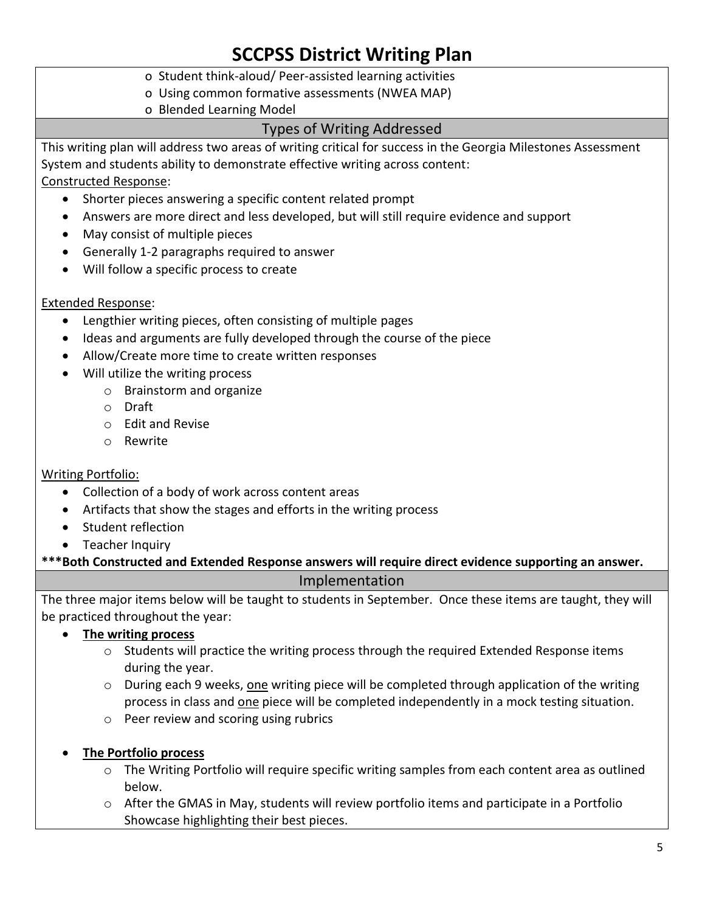# SCCPSS District Writing Plan

- Student think-aloud/ Peer-assisted learning activities
- Using common formative assessments (NWEA MAP)
- Blended Learning Model

## Types of Writing Addressed

This writing plan will address two areas of writing critical for success in the Georgia Milestones Assessment System and students ability to demonstrate effective writing across content:

Constructed Response:

- Shorter pieces answering a specific content related prompt
- Answers are more direct and less developed, but will still require evidence and support
- May consist of multiple pieces
- Generally 1-2 paragraphs required to answer
- Will follow a specific process to create

Extended Response:

- Lengthier writing pieces, often consisting of multiple pages
- Ideas and arguments are fully developed through the course of the piece
- Allow/Create more time to create written responses
- Will utilize the writing process
  - Brainstorm and organize
  - Draft
  - Edit and Revise
  - Rewrite

Writing Portfolio:

- Collection of a body of work across content areas
- Artifacts that show the stages and efforts in the writing process
- Student reflection
- Teacher Inquiry

**\*\*\*Both Constructed and Extended Response answers will require direct evidence supporting an answer.**

## Implementation

The three major items below will be taught to students in September. Once these items are taught, they will be practiced throughout the year:

- **The writing process**
  - Students will practice the writing process through the required Extended Response items during the year.
  - During each 9 weeks, one writing piece will be completed through application of the writing process in class and one piece will be completed independently in a mock testing situation.
  - Peer review and scoring using rubrics
- **The Portfolio process**
  - The Writing Portfolio will require specific writing samples from each content area as outlined below.
  - After the GMAS in May, students will review portfolio items and participate in a Portfolio Showcase highlighting their best pieces.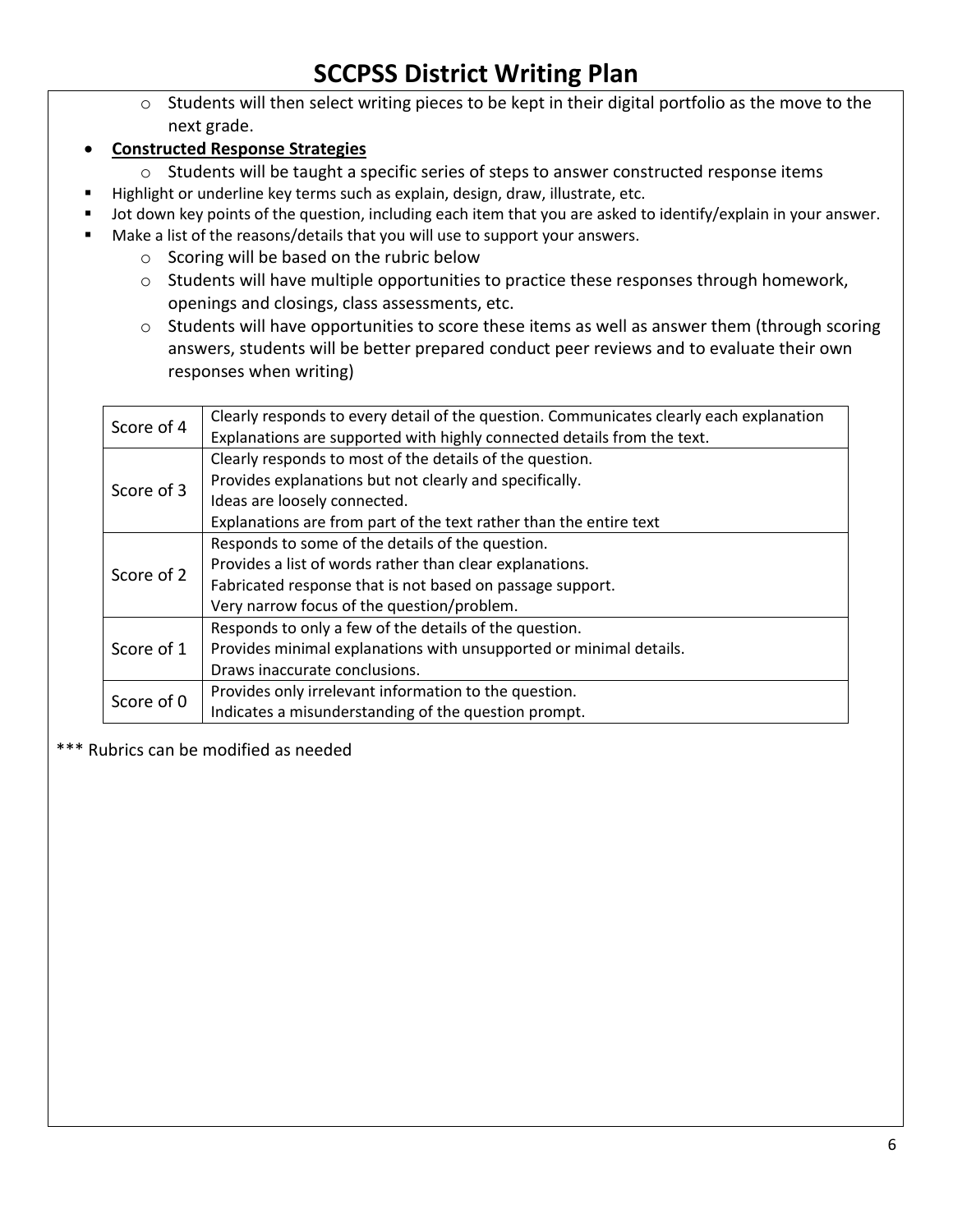- Students will then select writing pieces to be kept in their digital portfolio as the move to the next grade.

- **Constructed Response Strategies**
  - Students will be taught a specific series of steps to answer constructed response items
- Highlight or underline key terms such as explain, design, draw, illustrate, etc.
- Jot down key points of the question, including each item that you are asked to identify/explain in your answer.
- Make a list of the reasons/details that you will use to support your answers.
  - Scoring will be based on the rubric below
  - Students will have multiple opportunities to practice these responses through homework, openings and closings, class assessments, etc.
  - Students will have opportunities to score these items as well as answer them (through scoring answers, students will be better prepared conduct peer reviews and to evaluate their own responses when writing)

| Score | Description |
|---|---|
| Score of 4 | Clearly responds to every detail of the question. Communicates clearly each explanation<br>Explanations are supported with highly connected details from the text. |
| Score of 3 | Clearly responds to most of the details of the question.<br>Provides explanations but not clearly and specifically.<br>Ideas are loosely connected.<br>Explanations are from part of the text rather than the entire text |
| Score of 2 | Responds to some of the details of the question.<br>Provides a list of words rather than clear explanations.<br>Fabricated response that is not based on passage support.<br>Very narrow focus of the question/problem. |
| Score of 1 | Responds to only a few of the details of the question.<br>Provides minimal explanations with unsupported or minimal details.<br>Draws inaccurate conclusions. |
| Score of 0 | Provides only irrelevant information to the question.<br>Indicates a misunderstanding of the question prompt. |

*** Rubrics can be modified as needed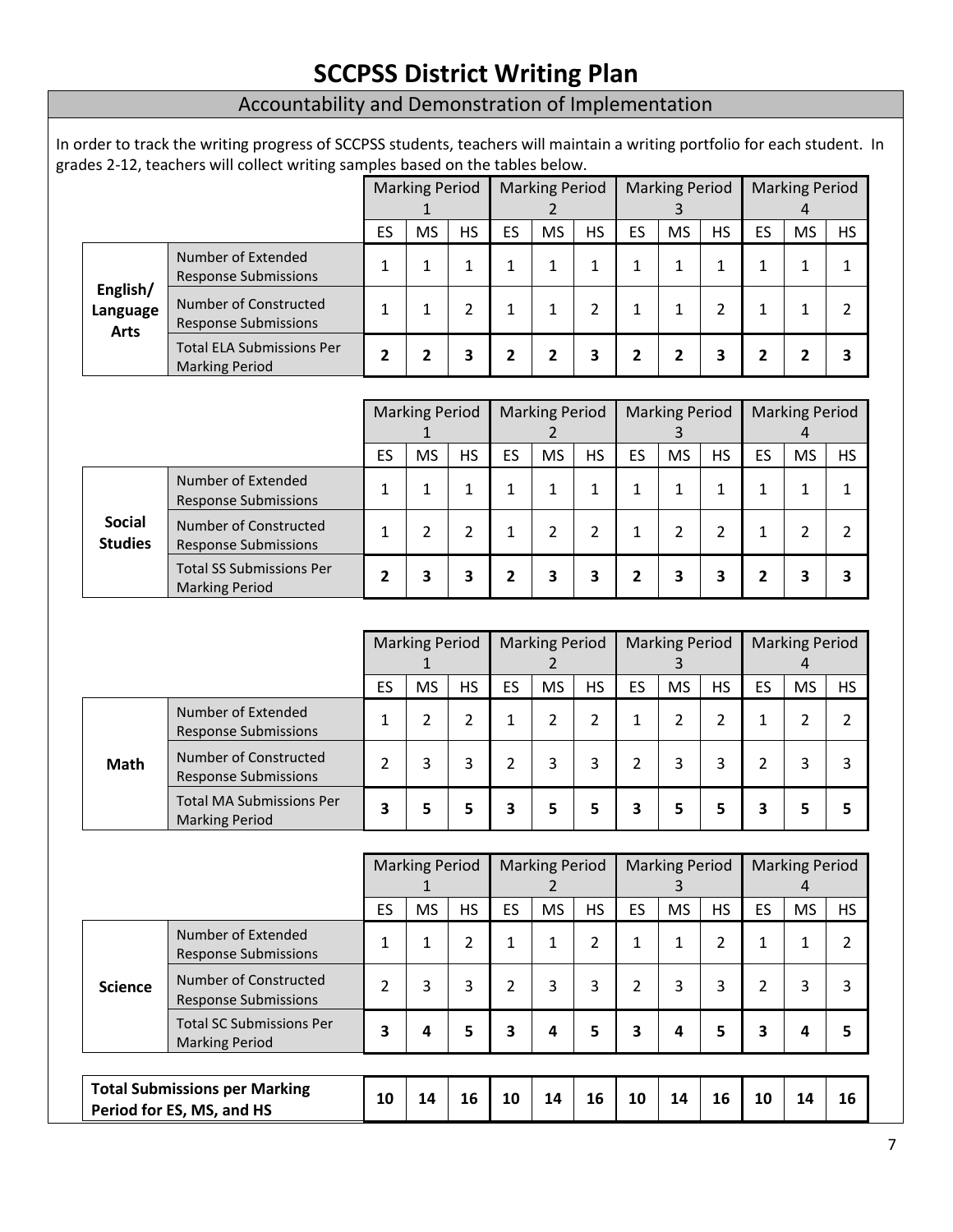# SCCPSS District Writing Plan

## Accountability and Demonstration of Implementation

In order to track the writing progress of SCCPSS students, teachers will maintain a writing portfolio for each student. In grades 2-12, teachers will collect writing samples based on the tables below.

| | | Marking Period 1 | | | Marking Period 2 | | | Marking Period 3 | | | Marking Period 4 | | |
|---|---|---|---|---|---|---|---|---|---|---|---|---|---|
| | | ES | MS | HS | ES | MS | HS | ES | MS | HS | ES | MS | HS |
| **English/ Language Arts** | Number of Extended Response Submissions | 1 | 1 | 1 | 1 | 1 | 1 | 1 | 1 | 1 | 1 | 1 | 1 |
| | Number of Constructed Response Submissions | 1 | 1 | 2 | 1 | 1 | 2 | 1 | 1 | 2 | 1 | 1 | 2 |
| | Total ELA Submissions Per Marking Period | **2** | **2** | **3** | **2** | **2** | **3** | **2** | **2** | **3** | **2** | **2** | **3** |

| | | Marking Period 1 | | | Marking Period 2 | | | Marking Period 3 | | | Marking Period 4 | | |
|---|---|---|---|---|---|---|---|---|---|---|---|---|---|
| | | ES | MS | HS | ES | MS | HS | ES | MS | HS | ES | MS | HS |
| **Social Studies** | Number of Extended Response Submissions | 1 | 1 | 1 | 1 | 1 | 1 | 1 | 1 | 1 | 1 | 1 | 1 |
| | Number of Constructed Response Submissions | 1 | 2 | 2 | 1 | 2 | 2 | 1 | 2 | 2 | 1 | 2 | 2 |
| | Total SS Submissions Per Marking Period | **2** | **3** | **3** | **2** | **3** | **3** | **2** | **3** | **3** | **2** | **3** | **3** |

| | | Marking Period 1 | | | Marking Period 2 | | | Marking Period 3 | | | Marking Period 4 | | |
|---|---|---|---|---|---|---|---|---|---|---|---|---|---|
| | | ES | MS | HS | ES | MS | HS | ES | MS | HS | ES | MS | HS |
| **Math** | Number of Extended Response Submissions | 1 | 2 | 2 | 1 | 2 | 2 | 1 | 2 | 2 | 1 | 2 | 2 |
| | Number of Constructed Response Submissions | 2 | 3 | 3 | 2 | 3 | 3 | 2 | 3 | 3 | 2 | 3 | 3 |
| | Total MA Submissions Per Marking Period | **3** | **5** | **5** | **3** | **5** | **5** | **3** | **5** | **5** | **3** | **5** | **5** |

| | | Marking Period 1 | | | Marking Period 2 | | | Marking Period 3 | | | Marking Period 4 | | |
|---|---|---|---|---|---|---|---|---|---|---|---|---|---|
| | | ES | MS | HS | ES | MS | HS | ES | MS | HS | ES | MS | HS |
| **Science** | Number of Extended Response Submissions | 1 | 1 | 2 | 1 | 1 | 2 | 1 | 1 | 2 | 1 | 1 | 2 |
| | Number of Constructed Response Submissions | 2 | 3 | 3 | 2 | 3 | 3 | 2 | 3 | 3 | 2 | 3 | 3 |
| | Total SC Submissions Per Marking Period | **3** | **4** | **5** | **3** | **4** | **5** | **3** | **4** | **5** | **3** | **4** | **5** |

| **Total Submissions per Marking Period for ES, MS, and HS** | **10** | **14** | **16** | **10** | **14** | **16** | **10** | **14** | **16** | **10** | **14** | **16** |
|---|---|---|---|---|---|---|---|---|---|---|---|---|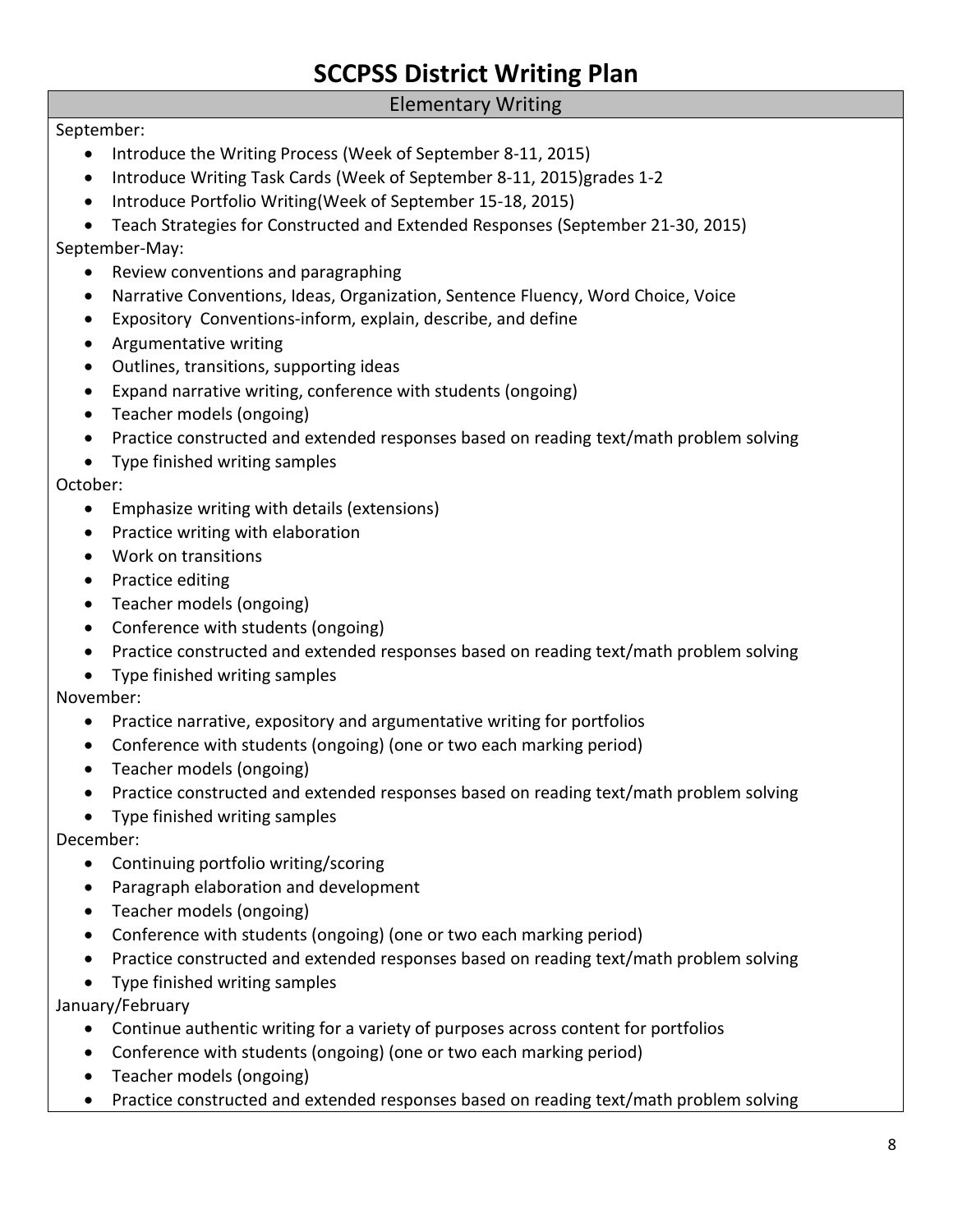# SCCPSS District Writing Plan

## Elementary Writing

September:

- Introduce the Writing Process (Week of September 8-11, 2015)
- Introduce Writing Task Cards (Week of September 8-11, 2015)grades 1-2
- Introduce Portfolio Writing(Week of September 15-18, 2015)
- Teach Strategies for Constructed and Extended Responses (September 21-30, 2015)

September-May:

- Review conventions and paragraphing
- Narrative Conventions, Ideas, Organization, Sentence Fluency, Word Choice, Voice
- Expository Conventions-inform, explain, describe, and define
- Argumentative writing
- Outlines, transitions, supporting ideas
- Expand narrative writing, conference with students (ongoing)
- Teacher models (ongoing)
- Practice constructed and extended responses based on reading text/math problem solving
- Type finished writing samples

October:

- Emphasize writing with details (extensions)
- Practice writing with elaboration
- Work on transitions
- Practice editing
- Teacher models (ongoing)
- Conference with students (ongoing)
- Practice constructed and extended responses based on reading text/math problem solving
- Type finished writing samples

November:

- Practice narrative, expository and argumentative writing for portfolios
- Conference with students (ongoing) (one or two each marking period)
- Teacher models (ongoing)
- Practice constructed and extended responses based on reading text/math problem solving
- Type finished writing samples

December:

- Continuing portfolio writing/scoring
- Paragraph elaboration and development
- Teacher models (ongoing)
- Conference with students (ongoing) (one or two each marking period)
- Practice constructed and extended responses based on reading text/math problem solving
- Type finished writing samples

January/February

- Continue authentic writing for a variety of purposes across content for portfolios
- Conference with students (ongoing) (one or two each marking period)
- Teacher models (ongoing)
- Practice constructed and extended responses based on reading text/math problem solving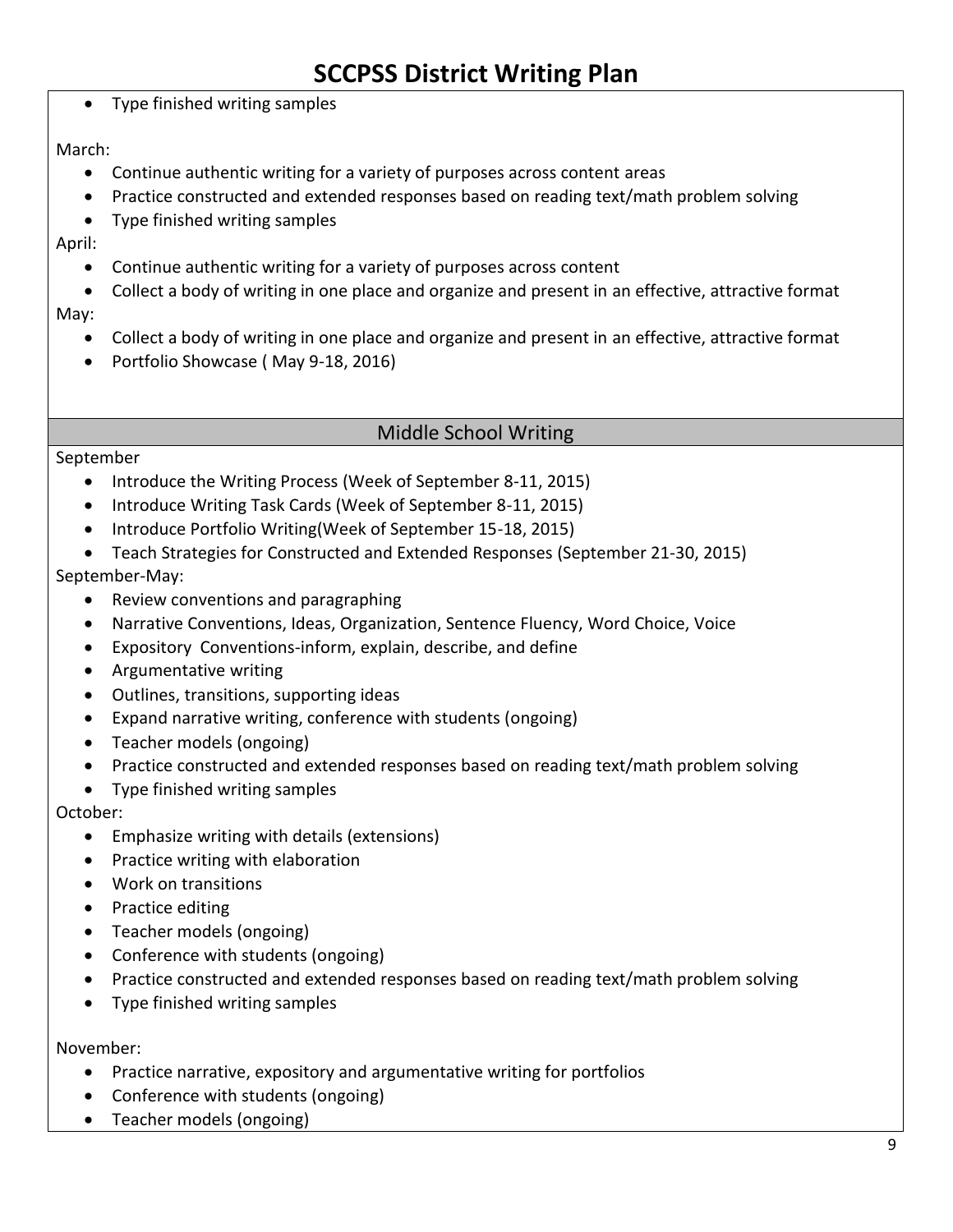- Type finished writing samples

March:

- Continue authentic writing for a variety of purposes across content areas
- Practice constructed and extended responses based on reading text/math problem solving
- Type finished writing samples

April:

- Continue authentic writing for a variety of purposes across content
- Collect a body of writing in one place and organize and present in an effective, attractive format

May:

- Collect a body of writing in one place and organize and present in an effective, attractive format
- Portfolio Showcase ( May 9-18, 2016)

## Middle School Writing

September

- Introduce the Writing Process (Week of September 8-11, 2015)
- Introduce Writing Task Cards (Week of September 8-11, 2015)
- Introduce Portfolio Writing(Week of September 15-18, 2015)
- Teach Strategies for Constructed and Extended Responses (September 21-30, 2015)

September-May:

- Review conventions and paragraphing
- Narrative Conventions, Ideas, Organization, Sentence Fluency, Word Choice, Voice
- Expository Conventions-inform, explain, describe, and define
- Argumentative writing
- Outlines, transitions, supporting ideas
- Expand narrative writing, conference with students (ongoing)
- Teacher models (ongoing)
- Practice constructed and extended responses based on reading text/math problem solving
- Type finished writing samples

October:

- Emphasize writing with details (extensions)
- Practice writing with elaboration
- Work on transitions
- Practice editing
- Teacher models (ongoing)
- Conference with students (ongoing)
- Practice constructed and extended responses based on reading text/math problem solving
- Type finished writing samples

November:

- Practice narrative, expository and argumentative writing for portfolios
- Conference with students (ongoing)
- Teacher models (ongoing)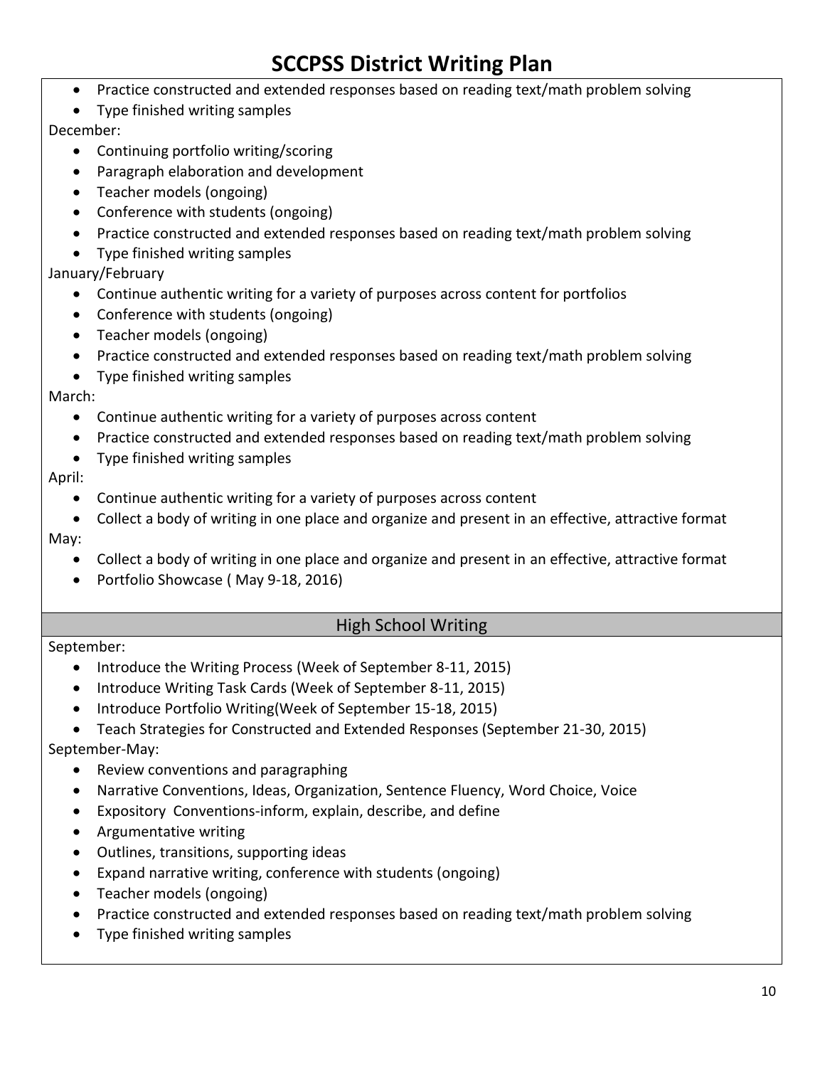# SCCPSS District Writing Plan

- Practice constructed and extended responses based on reading text/math problem solving
- Type finished writing samples

December:

- Continuing portfolio writing/scoring
- Paragraph elaboration and development
- Teacher models (ongoing)
- Conference with students (ongoing)
- Practice constructed and extended responses based on reading text/math problem solving
- Type finished writing samples

January/February

- Continue authentic writing for a variety of purposes across content for portfolios
- Conference with students (ongoing)
- Teacher models (ongoing)
- Practice constructed and extended responses based on reading text/math problem solving
- Type finished writing samples

March:

- Continue authentic writing for a variety of purposes across content
- Practice constructed and extended responses based on reading text/math problem solving
- Type finished writing samples

April:

- Continue authentic writing for a variety of purposes across content
- Collect a body of writing in one place and organize and present in an effective, attractive format

May:

- Collect a body of writing in one place and organize and present in an effective, attractive format
- Portfolio Showcase ( May 9-18, 2016)

## High School Writing

September:

- Introduce the Writing Process (Week of September 8-11, 2015)
- Introduce Writing Task Cards (Week of September 8-11, 2015)
- Introduce Portfolio Writing(Week of September 15-18, 2015)
- Teach Strategies for Constructed and Extended Responses (September 21-30, 2015)

September-May:

- Review conventions and paragraphing
- Narrative Conventions, Ideas, Organization, Sentence Fluency, Word Choice, Voice
- Expository Conventions-inform, explain, describe, and define
- Argumentative writing
- Outlines, transitions, supporting ideas
- Expand narrative writing, conference with students (ongoing)
- Teacher models (ongoing)
- Practice constructed and extended responses based on reading text/math problem solving
- Type finished writing samples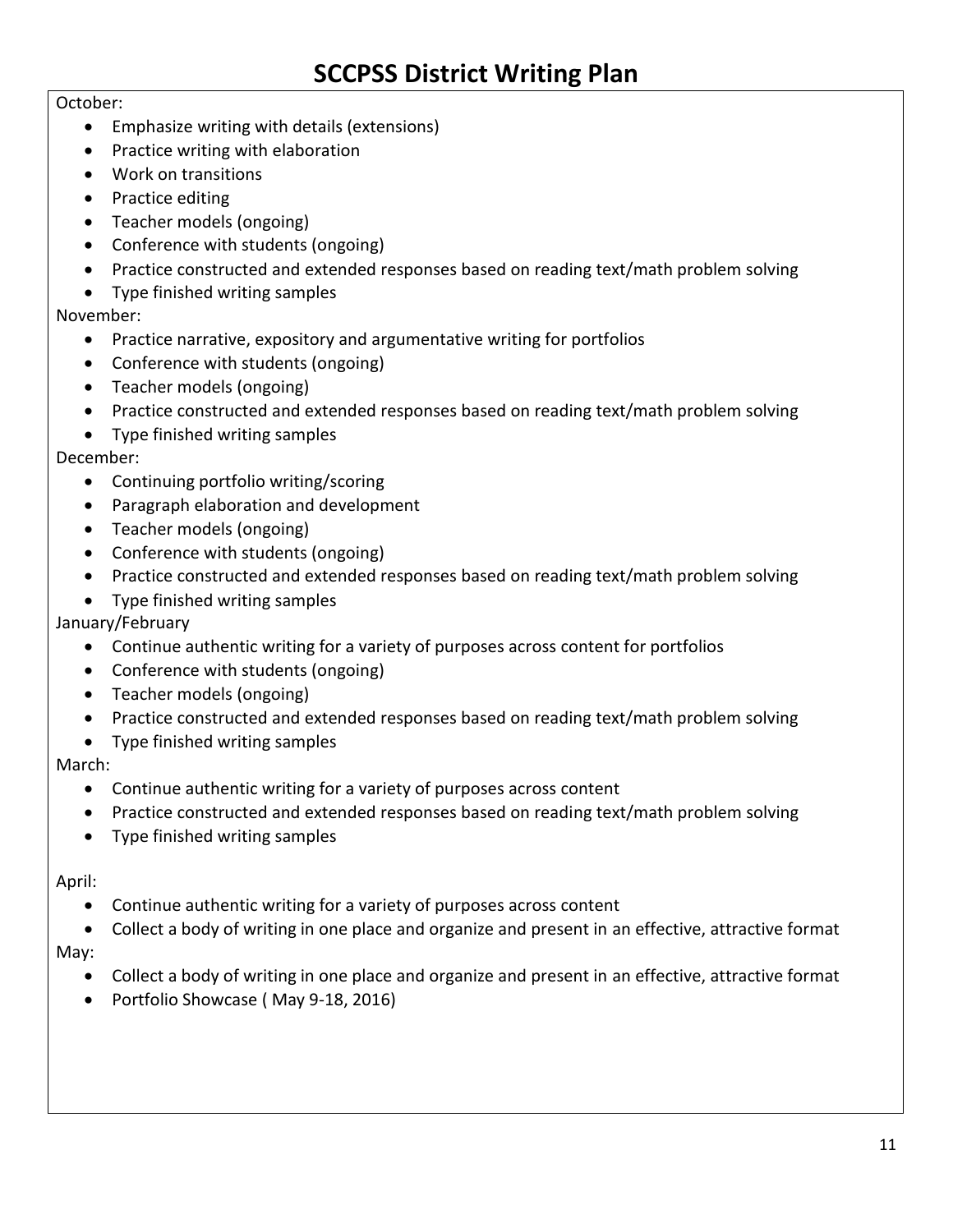# SCCPSS District Writing Plan

October:

- Emphasize writing with details (extensions)
- Practice writing with elaboration
- Work on transitions
- Practice editing
- Teacher models (ongoing)
- Conference with students (ongoing)
- Practice constructed and extended responses based on reading text/math problem solving
- Type finished writing samples

November:

- Practice narrative, expository and argumentative writing for portfolios
- Conference with students (ongoing)
- Teacher models (ongoing)
- Practice constructed and extended responses based on reading text/math problem solving
- Type finished writing samples

December:

- Continuing portfolio writing/scoring
- Paragraph elaboration and development
- Teacher models (ongoing)
- Conference with students (ongoing)
- Practice constructed and extended responses based on reading text/math problem solving
- Type finished writing samples

January/February

- Continue authentic writing for a variety of purposes across content for portfolios
- Conference with students (ongoing)
- Teacher models (ongoing)
- Practice constructed and extended responses based on reading text/math problem solving
- Type finished writing samples

March:

- Continue authentic writing for a variety of purposes across content
- Practice constructed and extended responses based on reading text/math problem solving
- Type finished writing samples

April:

- Continue authentic writing for a variety of purposes across content
- Collect a body of writing in one place and organize and present in an effective, attractive format

May:

- Collect a body of writing in one place and organize and present in an effective, attractive format
- Portfolio Showcase ( May 9-18, 2016)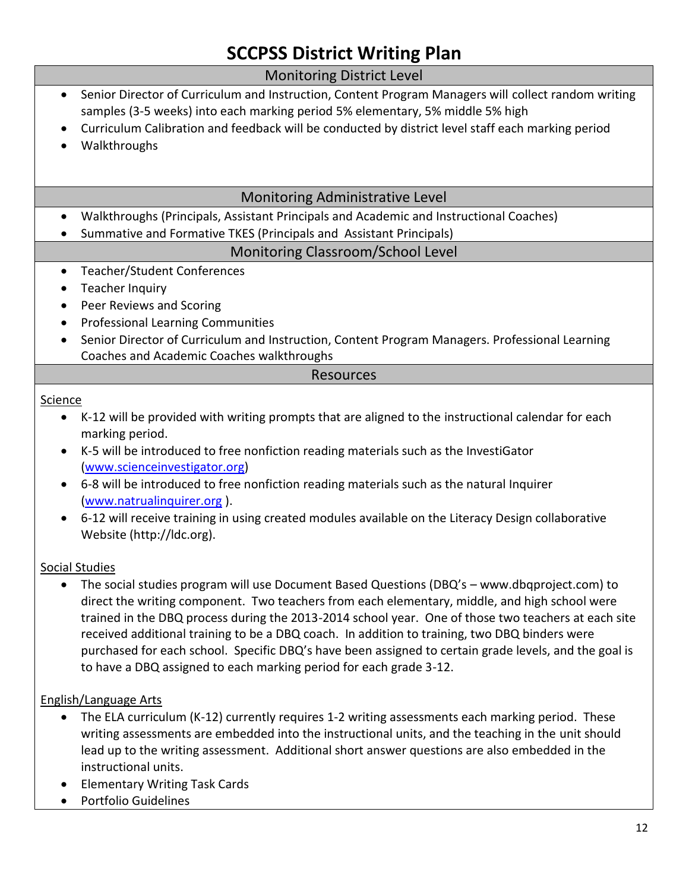# SCCPSS District Writing Plan

## Monitoring District Level

- Senior Director of Curriculum and Instruction, Content Program Managers will collect random writing samples (3-5 weeks) into each marking period 5% elementary, 5% middle 5% high
- Curriculum Calibration and feedback will be conducted by district level staff each marking period
- Walkthroughs

## Monitoring Administrative Level

- Walkthroughs (Principals, Assistant Principals and Academic and Instructional Coaches)
- Summative and Formative TKES (Principals and Assistant Principals)

## Monitoring Classroom/School Level

- Teacher/Student Conferences
- Teacher Inquiry
- Peer Reviews and Scoring
- Professional Learning Communities
- Senior Director of Curriculum and Instruction, Content Program Managers. Professional Learning Coaches and Academic Coaches walkthroughs

## Resources

<u>Science</u>

- K-12 will be provided with writing prompts that are aligned to the instructional calendar for each marking period.
- K-5 will be introduced to free nonfiction reading materials such as the InvestiGator ([www.scienceinvestigator.org](www.scienceinvestigator.org))
- 6-8 will be introduced to free nonfiction reading materials such as the natural Inquirer ([www.natrualinquirer.org](www.natrualinquirer.org) ).
- 6-12 will receive training in using created modules available on the Literacy Design collaborative Website (http://ldc.org).

<u>Social Studies</u>

- The social studies program will use Document Based Questions (DBQ's – www.dbqproject.com) to direct the writing component. Two teachers from each elementary, middle, and high school were trained in the DBQ process during the 2013-2014 school year. One of those two teachers at each site received additional training to be a DBQ coach. In addition to training, two DBQ binders were purchased for each school. Specific DBQ's have been assigned to certain grade levels, and the goal is to have a DBQ assigned to each marking period for each grade 3-12.

<u>English/Language Arts</u>

- The ELA curriculum (K-12) currently requires 1-2 writing assessments each marking period. These writing assessments are embedded into the instructional units, and the teaching in the unit should lead up to the writing assessment. Additional short answer questions are also embedded in the instructional units.
- Elementary Writing Task Cards
- Portfolio Guidelines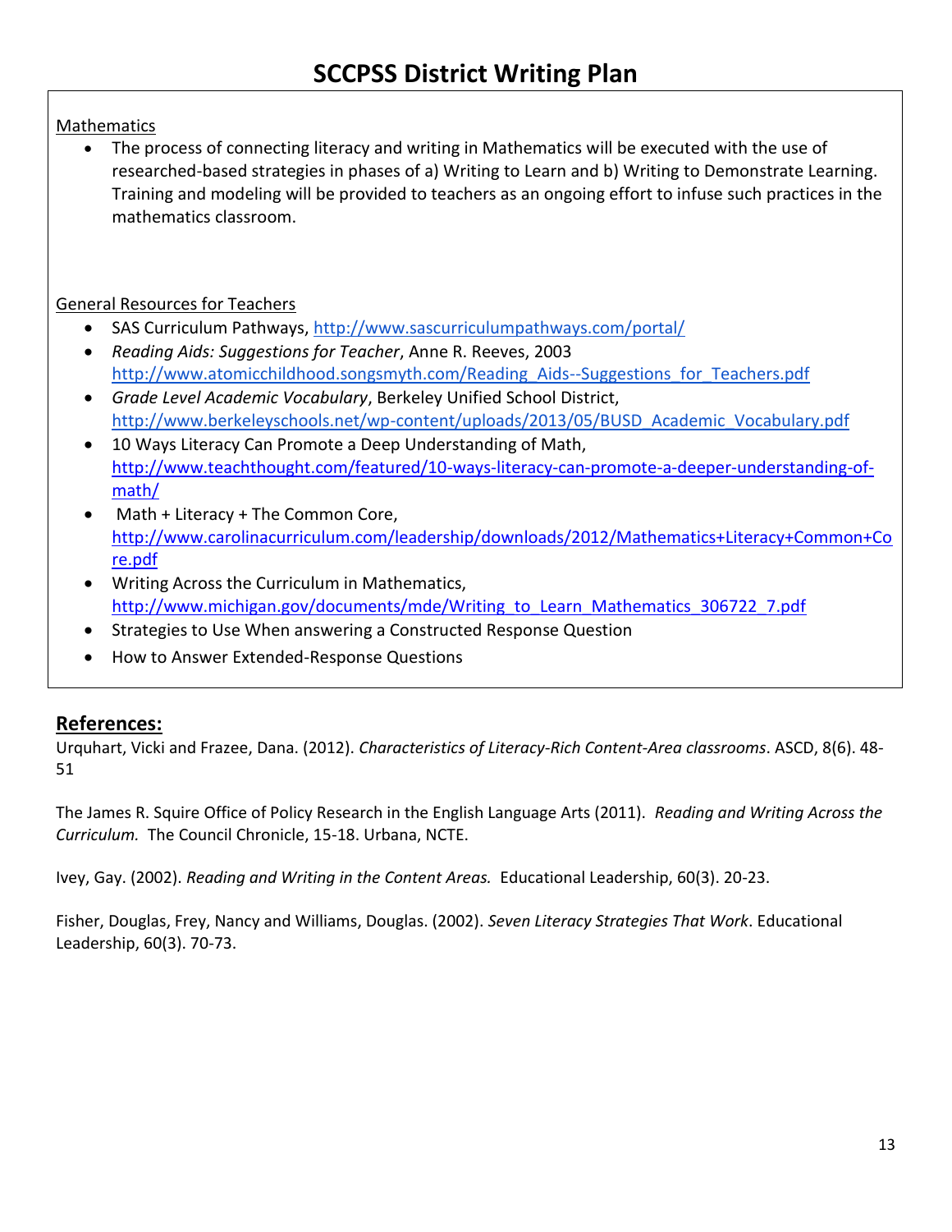# SCCPSS District Writing Plan

Mathematics

- The process of connecting literacy and writing in Mathematics will be executed with the use of researched-based strategies in phases of a) Writing to Learn and b) Writing to Demonstrate Learning. Training and modeling will be provided to teachers as an ongoing effort to infuse such practices in the mathematics classroom.

General Resources for Teachers

- SAS Curriculum Pathways, http://www.sascurriculumpathways.com/portal/
- *Reading Aids: Suggestions for Teacher*, Anne R. Reeves, 2003 http://www.atomicchildhood.songsmyth.com/Reading_Aids--Suggestions_for_Teachers.pdf
- *Grade Level Academic Vocabulary*, Berkeley Unified School District, http://www.berkeleyschools.net/wp-content/uploads/2013/05/BUSD_Academic_Vocabulary.pdf
- 10 Ways Literacy Can Promote a Deep Understanding of Math, http://www.teachthought.com/featured/10-ways-literacy-can-promote-a-deeper-understanding-of-math/
- Math + Literacy + The Common Core, http://www.carolinacurriculum.com/leadership/downloads/2012/Mathematics+Literacy+Common+Core.pdf
- Writing Across the Curriculum in Mathematics, http://www.michigan.gov/documents/mde/Writing_to_Learn_Mathematics_306722_7.pdf
- Strategies to Use When answering a Constructed Response Question
- How to Answer Extended-Response Questions

## References:

Urquhart, Vicki and Frazee, Dana. (2012). *Characteristics of Literacy-Rich Content-Area classrooms*. ASCD, 8(6). 48-51

The James R. Squire Office of Policy Research in the English Language Arts (2011). *Reading and Writing Across the Curriculum.* The Council Chronicle, 15-18. Urbana, NCTE.

Ivey, Gay. (2002). *Reading and Writing in the Content Areas.* Educational Leadership, 60(3). 20-23.

Fisher, Douglas, Frey, Nancy and Williams, Douglas. (2002). *Seven Literacy Strategies That Work*. Educational Leadership, 60(3). 70-73.